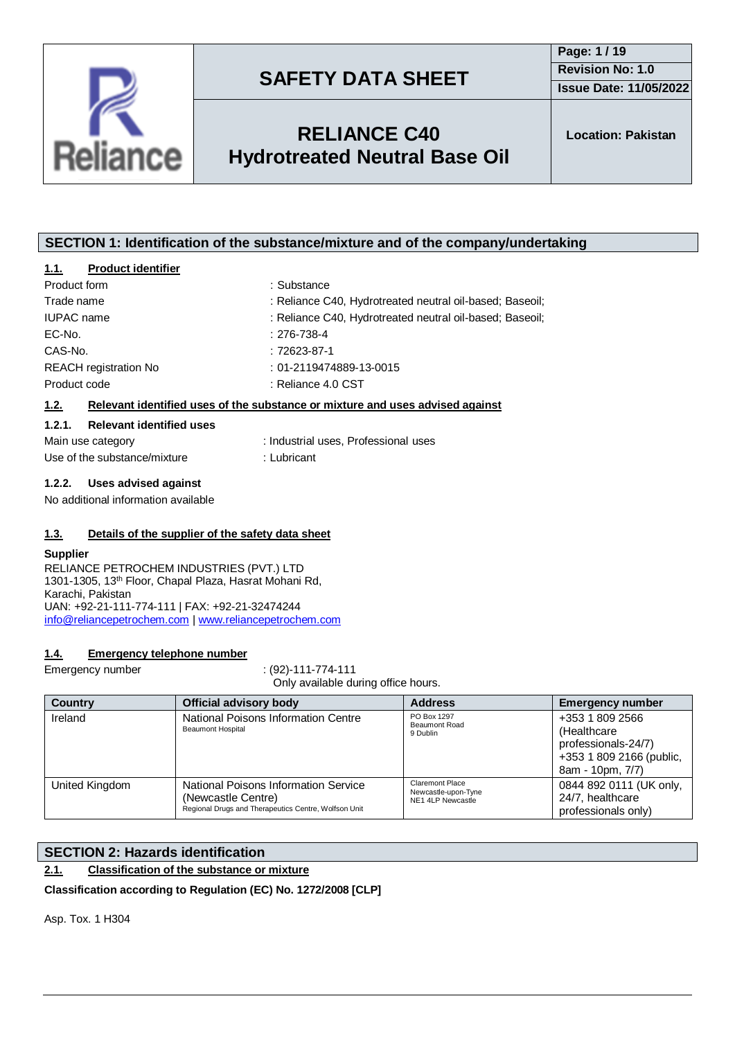# SAFETY DATA SHEET

**Revision No: 1.0**
**Issue Date: 11/05/2022**

## RELIANCE C40
## Hydrotreated Neutral Base Oil

**Location: Pakistan**

## SECTION 1: Identification of the substance/mixture and of the company/undertaking

### 1.1. Product identifier

| | |
|---|---|
| Product form | : Substance |
| Trade name | : Reliance C40, Hydrotreated neutral oil-based; Baseoil; |
| IUPAC name | : Reliance C40, Hydrotreated neutral oil-based; Baseoil; |
| EC-No. | : 276-738-4 |
| CAS-No. | : 72623-87-1 |
| REACH registration No | : 01-2119474889-13-0015 |
| Product code | : Reliance 4.0 CST |

### 1.2. Relevant identified uses of the substance or mixture and uses advised against

#### 1.2.1. Relevant identified uses

| | |
|---|---|
| Main use category | : Industrial uses, Professional uses |
| Use of the substance/mixture | : Lubricant |

#### 1.2.2. Uses advised against

No additional information available

### 1.3. Details of the supplier of the safety data sheet

**Supplier**
RELIANCE PETROCHEM INDUSTRIES (PVT.) LTD
1301-1305, 13th Floor, Chapal Plaza, Hasrat Mohani Rd,
Karachi, Pakistan
UAN: +92-21-111-774-111 | FAX: +92-21-32474244
info@reliancepetrochem.com | www.reliancepetrochem.com

### 1.4. Emergency telephone number

Emergency number : (92)-111-774-111
Only available during office hours.

| Country | Official advisory body | Address | Emergency number |
|---|---|---|---|
| Ireland | National Poisons Information Centre<br>Beaumont Hospital | PO Box 1297<br>Beaumont Road<br>9 Dublin | +353 1 809 2566 (Healthcare professionals-24/7)<br>+353 1 809 2166 (public, 8am - 10pm, 7/7) |
| United Kingdom | National Poisons Information Service (Newcastle Centre)<br>Regional Drugs and Therapeutics Centre, Wolfson Unit | Claremont Place<br>Newcastle-upon-Tyne<br>NE1 4LP Newcastle | 0844 892 0111 (UK only, 24/7, healthcare professionals only) |

## SECTION 2: Hazards identification

### 2.1. Classification of the substance or mixture

**Classification according to Regulation (EC) No. 1272/2008 [CLP]**

Asp. Tox. 1 H304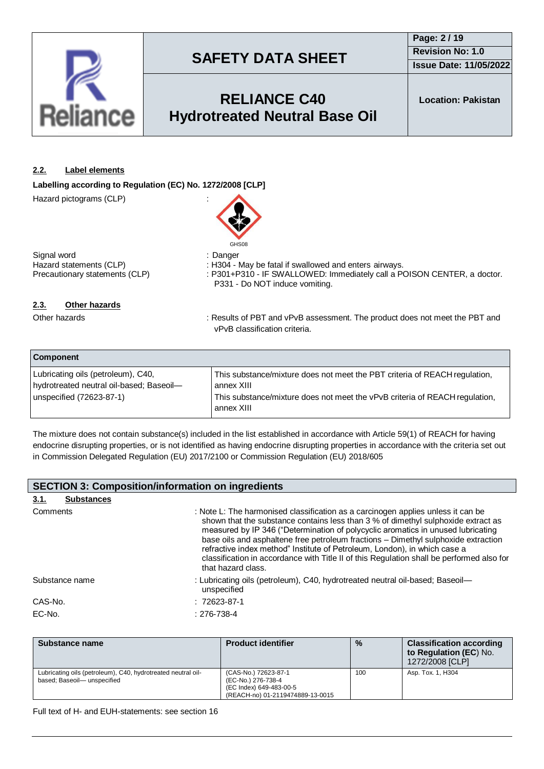### 2.2. Label elements

**Labelling according to Regulation (EC) No. 1272/2008 [CLP]**

Hazard pictograms (CLP) :

GHS08

Signal word : Danger

Hazard statements (CLP) : H304 - May be fatal if swallowed and enters airways.

Precautionary statements (CLP) : P301+P310 - IF SWALLOWED: Immediately call a POISON CENTER, a doctor.
P331 - Do NOT induce vomiting.

### 2.3. Other hazards

Other hazards : Results of PBT and vPvB assessment. The product does not meet the PBT and vPvB classification criteria.

| Component | |
|---|---|
| Lubricating oils (petroleum), C40, hydrotreated neutral oil-based; Baseoil—unspecified (72623-87-1) | This substance/mixture does not meet the PBT criteria of REACH regulation, annex XIII<br>This substance/mixture does not meet the vPvB criteria of REACH regulation, annex XIII |

The mixture does not contain substance(s) included in the list established in accordance with Article 59(1) of REACH for having endocrine disrupting properties, or is not identified as having endocrine disrupting properties in accordance with the criteria set out in Commission Delegated Regulation (EU) 2017/2100 or Commission Regulation (EU) 2018/605

## SECTION 3: Composition/information on ingredients

### 3.1. Substances

Comments : Note L: The harmonised classification as a carcinogen applies unless it can be shown that the substance contains less than 3 % of dimethyl sulphoxide extract as measured by IP 346 ("Determination of polycyclic aromatics in unused lubricating base oils and asphaltene free petroleum fractions – Dimethyl sulphoxide extraction refractive index method" Institute of Petroleum, London), in which case a classification in accordance with Title II of this Regulation shall be performed also for that hazard class.

Substance name : Lubricating oils (petroleum), C40, hydrotreated neutral oil-based; Baseoil—unspecified

CAS-No. : 72623-87-1

EC-No. : 276-738-4

| Substance name | Product identifier | % | Classification according to Regulation (EC) No. 1272/2008 [CLP] |
|---|---|---|---|
| Lubricating oils (petroleum), C40, hydrotreated neutral oil-based; Baseoil— unspecified | (CAS-No.) 72623-87-1<br>(EC-No.) 276-738-4<br>(EC Index) 649-483-00-5<br>(REACH-no) 01-2119474889-13-0015 | 100 | Asp. Tox. 1, H304 |

Full text of H- and EUH-statements: see section 16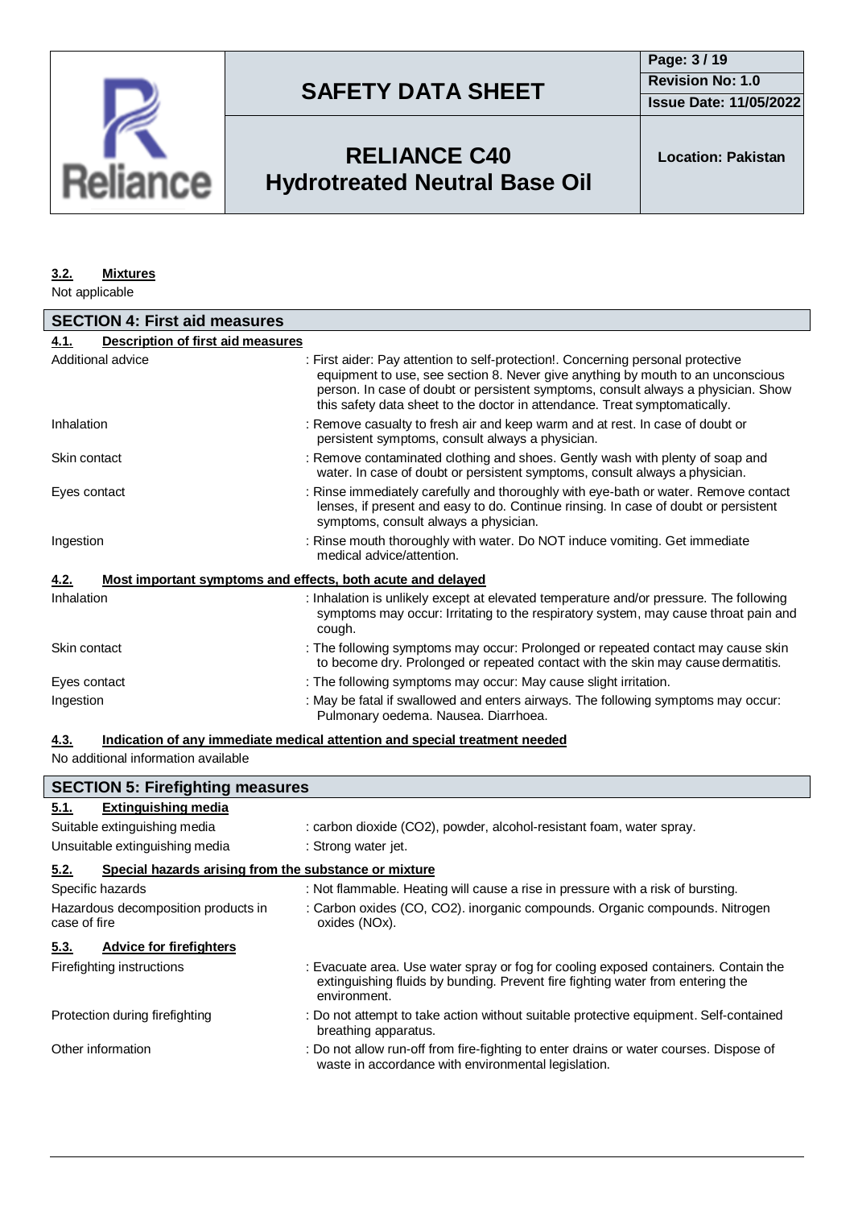### 3.2. Mixtures

Not applicable

## SECTION 4: First aid measures

### 4.1. Description of first aid measures

| | |
|---|---|
| Additional advice | : First aider: Pay attention to self-protection!. Concerning personal protective equipment to use, see section 8. Never give anything by mouth to an unconscious person. In case of doubt or persistent symptoms, consult always a physician. Show this safety data sheet to the doctor in attendance. Treat symptomatically. |
| Inhalation | : Remove casualty to fresh air and keep warm and at rest. In case of doubt or persistent symptoms, consult always a physician. |
| Skin contact | : Remove contaminated clothing and shoes. Gently wash with plenty of soap and water. In case of doubt or persistent symptoms, consult always a physician. |
| Eyes contact | : Rinse immediately carefully and thoroughly with eye-bath or water. Remove contact lenses, if present and easy to do. Continue rinsing. In case of doubt or persistent symptoms, consult always a physician. |
| Ingestion | : Rinse mouth thoroughly with water. Do NOT induce vomiting. Get immediate medical advice/attention. |

### 4.2. Most important symptoms and effects, both acute and delayed

| | |
|---|---|
| Inhalation | : Inhalation is unlikely except at elevated temperature and/or pressure. The following symptoms may occur: Irritating to the respiratory system, may cause throat pain and cough. |
| Skin contact | : The following symptoms may occur: Prolonged or repeated contact may cause skin to become dry. Prolonged or repeated contact with the skin may cause dermatitis. |
| Eyes contact | : The following symptoms may occur: May cause slight irritation. |
| Ingestion | : May be fatal if swallowed and enters airways. The following symptoms may occur: Pulmonary oedema. Nausea. Diarrhoea. |

### 4.3. Indication of any immediate medical attention and special treatment needed

No additional information available

## SECTION 5: Firefighting measures

### 5.1. Extinguishing media

| | |
|---|---|
| Suitable extinguishing media | : carbon dioxide ($CO_2$), powder, alcohol-resistant foam, water spray. |
| Unsuitable extinguishing media | : Strong water jet. |

### 5.2. Special hazards arising from the substance or mixture

| | |
|---|---|
| Specific hazards | : Not flammable. Heating will cause a rise in pressure with a risk of bursting. |
| Hazardous decomposition products in case of fire | : Carbon oxides (CO, $CO_2$). inorganic compounds. Organic compounds. Nitrogen oxides ($NO_x$). |

### 5.3. Advice for firefighters

| | |
|---|---|
| Firefighting instructions | : Evacuate area. Use water spray or fog for cooling exposed containers. Contain the extinguishing fluids by bunding. Prevent fire fighting water from entering the environment. |
| Protection during firefighting | : Do not attempt to take action without suitable protective equipment. Self-contained breathing apparatus. |
| Other information | : Do not allow run-off from fire-fighting to enter drains or water courses. Dispose of waste in accordance with environmental legislation. |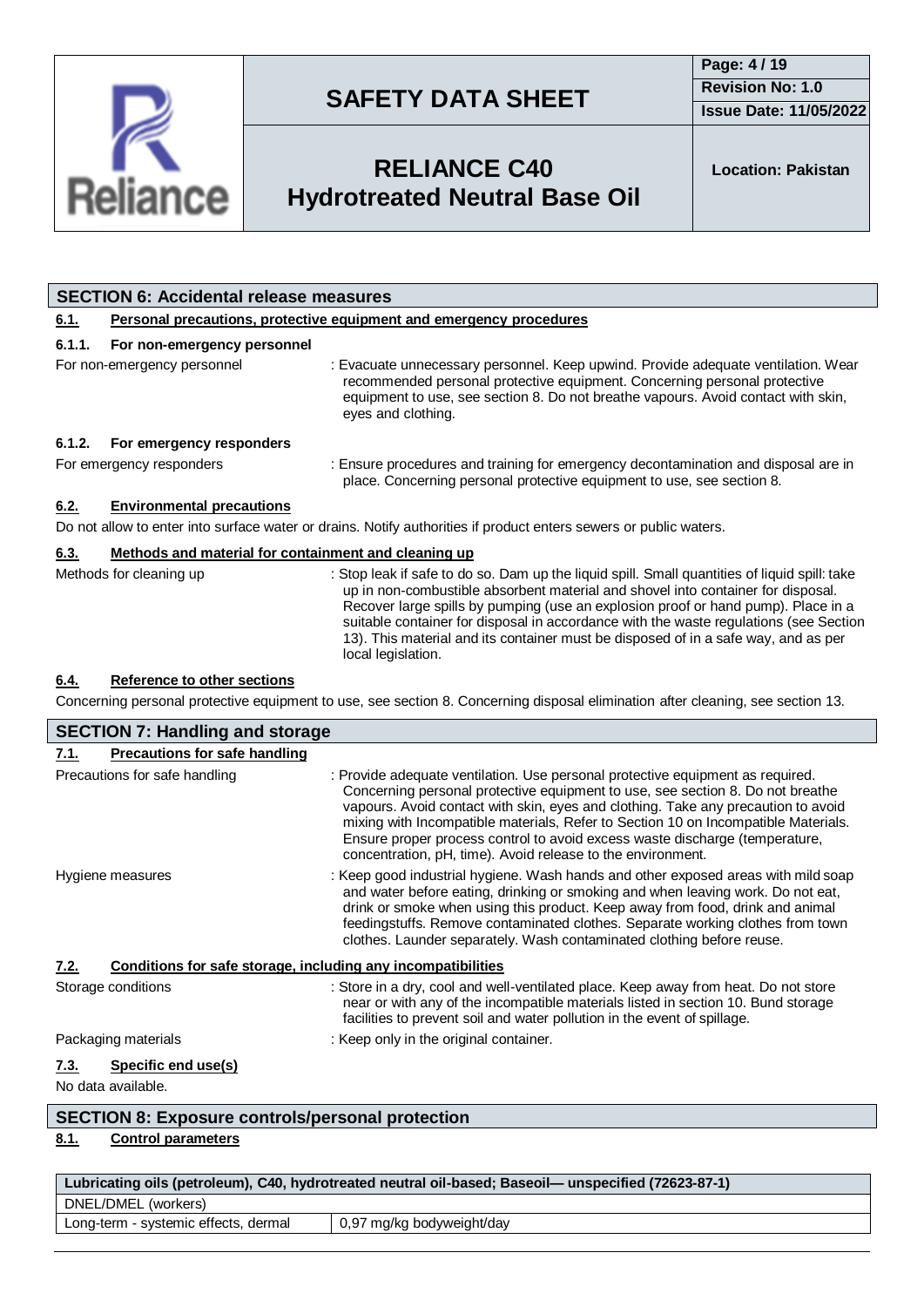## SECTION 6: Accidental release measures

### 6.1. Personal precautions, protective equipment and emergency procedures

#### 6.1.1. For non-emergency personnel

For non-emergency personnel : Evacuate unnecessary personnel. Keep upwind. Provide adequate ventilation. Wear recommended personal protective equipment. Concerning personal protective equipment to use, see section 8. Do not breathe vapours. Avoid contact with skin, eyes and clothing.

#### 6.1.2. For emergency responders

For emergency responders : Ensure procedures and training for emergency decontamination and disposal are in place. Concerning personal protective equipment to use, see section 8.

### 6.2. Environmental precautions

Do not allow to enter into surface water or drains. Notify authorities if product enters sewers or public waters.

### 6.3. Methods and material for containment and cleaning up

Methods for cleaning up : Stop leak if safe to do so. Dam up the liquid spill. Small quantities of liquid spill: take up in non-combustible absorbent material and shovel into container for disposal. Recover large spills by pumping (use an explosion proof or hand pump). Place in a suitable container for disposal in accordance with the waste regulations (see Section 13). This material and its container must be disposed of in a safe way, and as per local legislation.

### 6.4. Reference to other sections

Concerning personal protective equipment to use, see section 8. Concerning disposal elimination after cleaning, see section 13.

## SECTION 7: Handling and storage

### 7.1. Precautions for safe handling

Precautions for safe handling : Provide adequate ventilation. Use personal protective equipment as required. Concerning personal protective equipment to use, see section 8. Do not breathe vapours. Avoid contact with skin, eyes and clothing. Take any precaution to avoid mixing with Incompatible materials, Refer to Section 10 on Incompatible Materials. Ensure proper process control to avoid excess waste discharge (temperature, concentration, pH, time). Avoid release to the environment.

Hygiene measures : Keep good industrial hygiene. Wash hands and other exposed areas with mild soap and water before eating, drinking or smoking and when leaving work. Do not eat, drink or smoke when using this product. Keep away from food, drink and animal feedingstuffs. Remove contaminated clothes. Separate working clothes from town clothes. Launder separately. Wash contaminated clothing before reuse.

### 7.2. Conditions for safe storage, including any incompatibilities

Storage conditions : Store in a dry, cool and well-ventilated place. Keep away from heat. Do not store near or with any of the incompatible materials listed in section 10. Bund storage facilities to prevent soil and water pollution in the event of spillage.

Packaging materials : Keep only in the original container.

### 7.3. Specific end use(s)

No data available.

## SECTION 8: Exposure controls/personal protection

### 8.1. Control parameters

| Lubricating oils (petroleum), C40, hydrotreated neutral oil-based; Baseoil— unspecified (72623-87-1) | |
|---|---|
| DNEL/DMEL (workers) | |
| Long-term - systemic effects, dermal | 0,97 mg/kg bodyweight/day |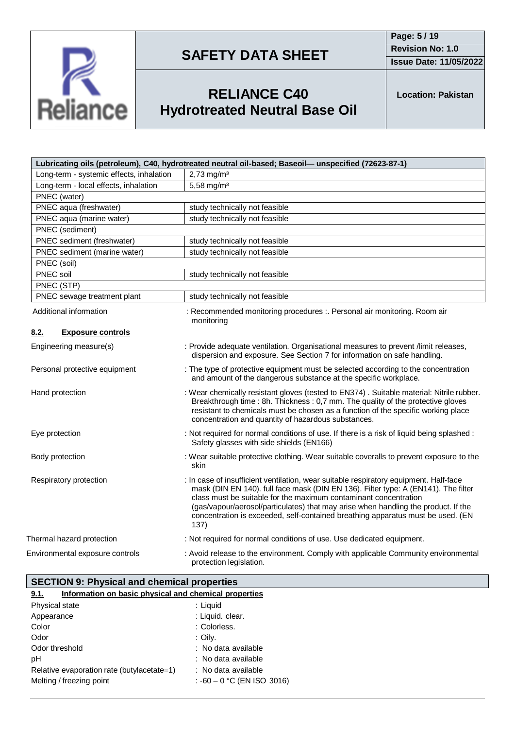| Lubricating oils (petroleum), C40, hydrotreated neutral oil-based; Baseoil— unspecified (72623-87-1) | |
|---|---|
| Long-term - systemic effects, inhalation | 2,73 mg/m³ |
| Long-term - local effects, inhalation | 5,58 mg/m³ |
| PNEC (water) | |
| PNEC aqua (freshwater) | study technically not feasible |
| PNEC aqua (marine water) | study technically not feasible |
| PNEC (sediment) | |
| PNEC sediment (freshwater) | study technically not feasible |
| PNEC sediment (marine water) | study technically not feasible |
| PNEC (soil) | |
| PNEC soil | study technically not feasible |
| PNEC (STP) | |
| PNEC sewage treatment plant | study technically not feasible |

Additional information : Recommended monitoring procedures :. Personal air monitoring. Room air monitoring

### 8.2. Exposure controls

Engineering measure(s) : Provide adequate ventilation. Organisational measures to prevent /limit releases, dispersion and exposure. See Section 7 for information on safe handling.

Personal protective equipment : The type of protective equipment must be selected according to the concentration and amount of the dangerous substance at the specific workplace.

Hand protection : Wear chemically resistant gloves (tested to EN374) . Suitable material: Nitrile rubber. Breakthrough time : 8h. Thickness : 0,7 mm. The quality of the protective gloves resistant to chemicals must be chosen as a function of the specific working place concentration and quantity of hazardous substances.

Eye protection : Not required for normal conditions of use. If there is a risk of liquid being splashed : Safety glasses with side shields (EN166)

Body protection : Wear suitable protective clothing. Wear suitable coveralls to prevent exposure to the skin

Respiratory protection : In case of insufficient ventilation, wear suitable respiratory equipment. Half-face mask (DIN EN 140). full face mask (DIN EN 136). Filter type: A (EN141). The filter class must be suitable for the maximum contaminant concentration (gas/vapour/aerosol/particulates) that may arise when handling the product. If the concentration is exceeded, self-contained breathing apparatus must be used. (EN 137)

Thermal hazard protection : Not required for normal conditions of use. Use dedicated equipment.

Environmental exposure controls : Avoid release to the environment. Comply with applicable Community environmental protection legislation.

## SECTION 9: Physical and chemical properties

### 9.1. Information on basic physical and chemical properties

Physical state : Liquid
Appearance : Liquid. clear.
Color : Colorless.
Odor : Oily.
Odor threshold : No data available
pH : No data available
Relative evaporation rate (butylacetate=1) : No data available
Melting / freezing point : -60 – 0 °C (EN ISO 3016)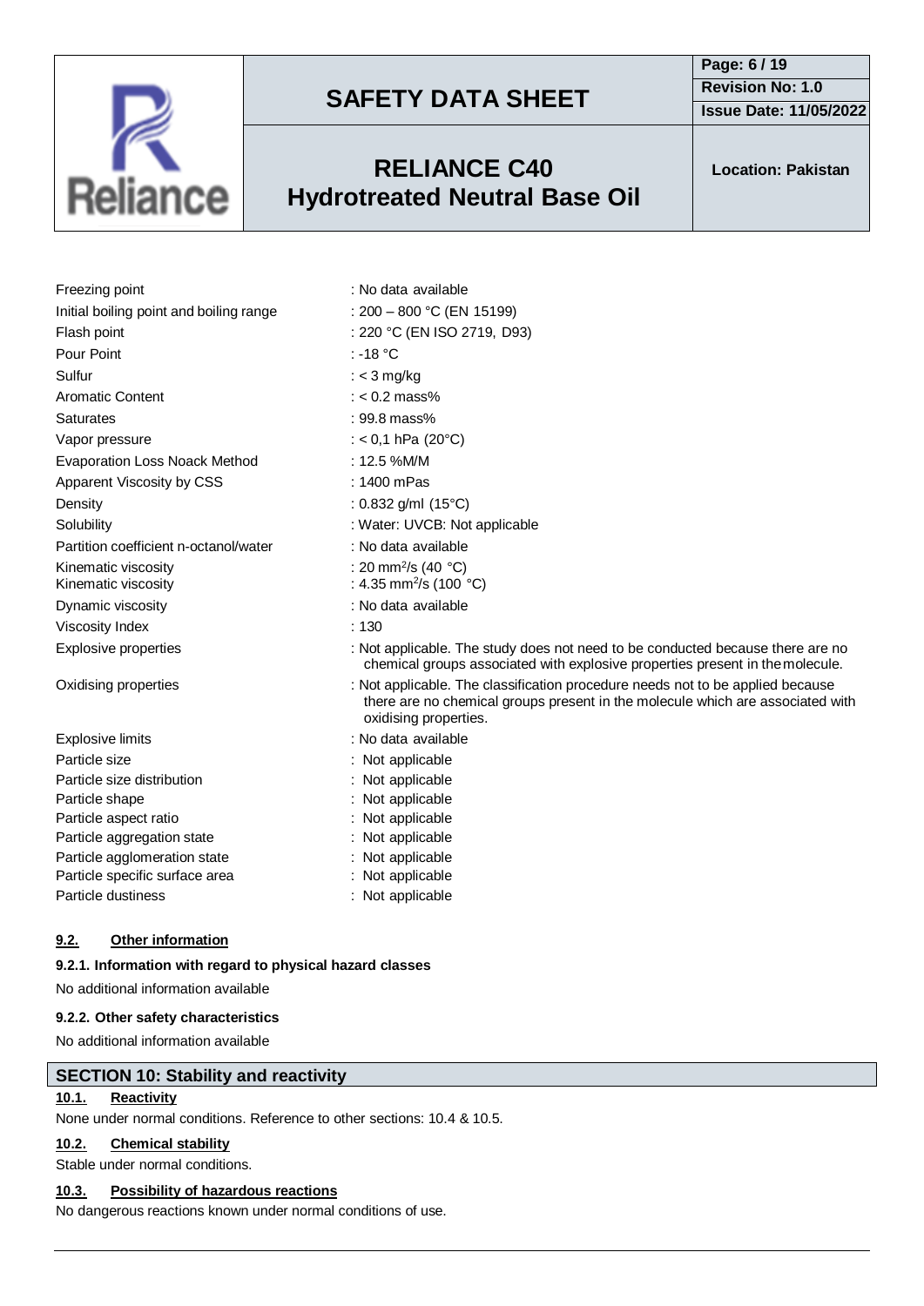| Property | Value |
|---|---|
| Freezing point | : No data available |
| Initial boiling point and boiling range | : 200 – 800 °C (EN 15199) |
| Flash point | : 220 °C (EN ISO 2719, D93) |
| Pour Point | : -18 °C |
| Sulfur | : < 3 mg/kg |
| Aromatic Content | : < 0.2 mass% |
| Saturates | : 99.8 mass% |
| Vapor pressure | : < 0,1 hPa (20°C) |
| Evaporation Loss Noack Method | : 12.5 %M/M |
| Apparent Viscosity by CSS | : 1400 mPas |
| Density | : 0.832 g/ml (15°C) |
| Solubility | : Water: UVCB: Not applicable |
| Partition coefficient n-octanol/water | : No data available |
| Kinematic viscosity | : 20 $mm^2/s$ (40 °C) |
| Kinematic viscosity | : 4.35 $mm^2/s$ (100 °C) |
| Dynamic viscosity | : No data available |
| Viscosity Index | : 130 |
| Explosive properties | : Not applicable. The study does not need to be conducted because there are no chemical groups associated with explosive properties present in the molecule. |
| Oxidising properties | : Not applicable. The classification procedure needs not to be applied because there are no chemical groups present in the molecule which are associated with oxidising properties. |
| Explosive limits | : No data available |
| Particle size | : Not applicable |
| Particle size distribution | : Not applicable |
| Particle shape | : Not applicable |
| Particle aspect ratio | : Not applicable |
| Particle aggregation state | : Not applicable |
| Particle agglomeration state | : Not applicable |
| Particle specific surface area | : Not applicable |
| Particle dustiness | : Not applicable |

### 9.2. Other information

**9.2.1. Information with regard to physical hazard classes**

No additional information available

**9.2.2. Other safety characteristics**

No additional information available

## SECTION 10: Stability and reactivity

### 10.1. Reactivity

None under normal conditions. Reference to other sections: 10.4 & 10.5.

### 10.2. Chemical stability

Stable under normal conditions.

### 10.3. Possibility of hazardous reactions

No dangerous reactions known under normal conditions of use.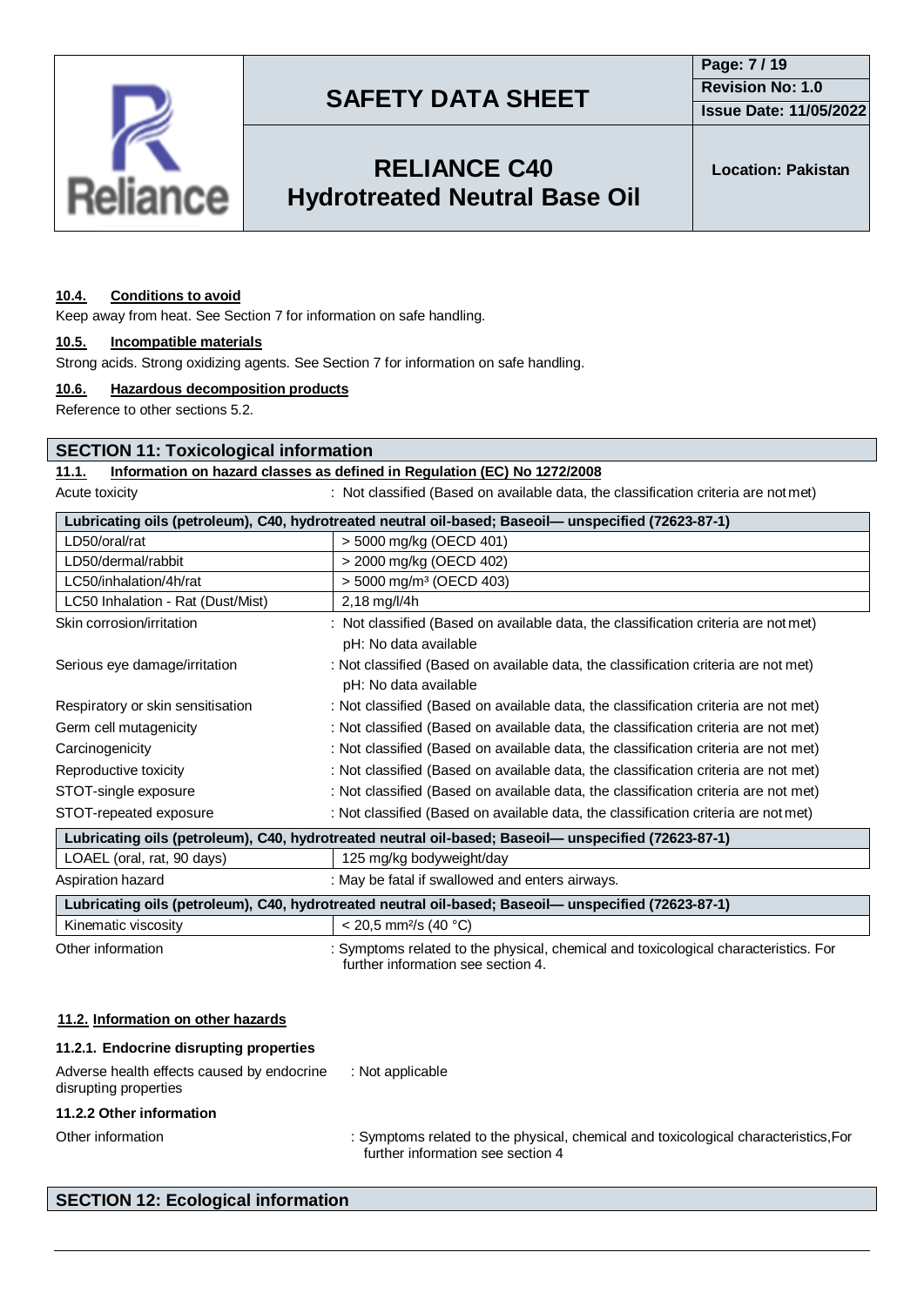#### 10.4. Conditions to avoid

Keep away from heat. See Section 7 for information on safe handling.

#### 10.5. Incompatible materials

Strong acids. Strong oxidizing agents. See Section 7 for information on safe handling.

#### 10.6. Hazardous decomposition products

Reference to other sections 5.2.

## SECTION 11: Toxicological information

#### 11.1. Information on hazard classes as defined in Regulation (EC) No 1272/2008

Acute toxicity : Not classified (Based on available data, the classification criteria are not met)

| Lubricating oils (petroleum), C40, hydrotreated neutral oil-based; Baseoil— unspecified (72623-87-1) | |
|---|---|
| LD50/oral/rat | > 5000 mg/kg (OECD 401) |
| LD50/dermal/rabbit | > 2000 mg/kg (OECD 402) |
| LC50/inhalation/4h/rat | > 5000 mg/m³ (OECD 403) |
| LC50 Inhalation - Rat (Dust/Mist) | 2,18 mg/l/4h |

Skin corrosion/irritation : Not classified (Based on available data, the classification criteria are not met)
pH: No data available

Serious eye damage/irritation : Not classified (Based on available data, the classification criteria are not met)
pH: No data available

Respiratory or skin sensitisation : Not classified (Based on available data, the classification criteria are not met)

Germ cell mutagenicity : Not classified (Based on available data, the classification criteria are not met)

Carcinogenicity : Not classified (Based on available data, the classification criteria are not met)

Reproductive toxicity : Not classified (Based on available data, the classification criteria are not met)

STOT-single exposure : Not classified (Based on available data, the classification criteria are not met)

STOT-repeated exposure : Not classified (Based on available data, the classification criteria are not met)

| Lubricating oils (petroleum), C40, hydrotreated neutral oil-based; Baseoil— unspecified (72623-87-1) | |
|---|---|
| LOAEL (oral, rat, 90 days) | 125 mg/kg bodyweight/day |

Aspiration hazard : May be fatal if swallowed and enters airways.

| Lubricating oils (petroleum), C40, hydrotreated neutral oil-based; Baseoil— unspecified (72623-87-1) | |
|---|---|
| Kinematic viscosity | < 20,5 mm²/s (40 °C) |

Other information : Symptoms related to the physical, chemical and toxicological characteristics. For further information see section 4.

#### 11.2. Information on other hazards

##### 11.2.1. Endocrine disrupting properties

Adverse health effects caused by endocrine disrupting properties : Not applicable

##### 11.2.2 Other information

Other information : Symptoms related to the physical, chemical and toxicological characteristics,For further information see section 4

## SECTION 12: Ecological information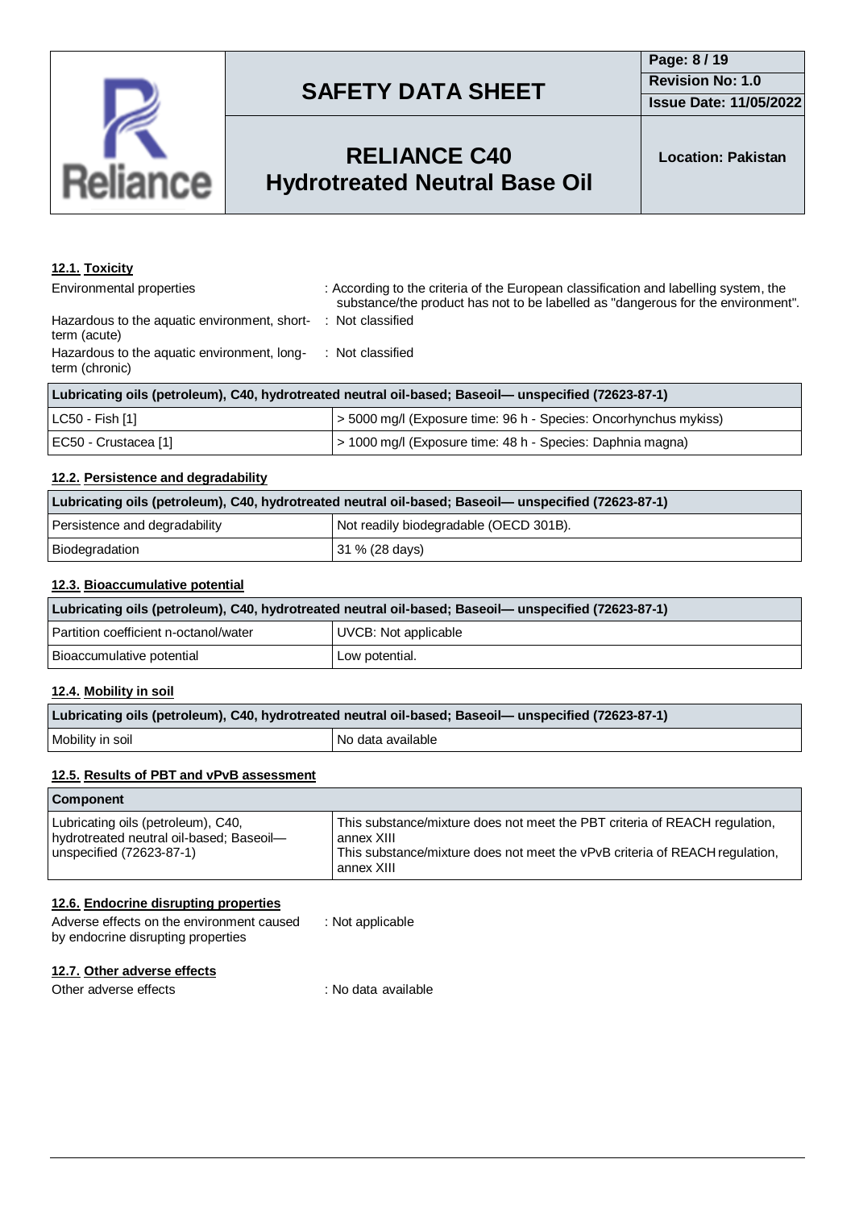### 12.1. Toxicity

Environmental properties : According to the criteria of the European classification and labelling system, the substance/the product has not to be labelled as "dangerous for the environment".

Hazardous to the aquatic environment, short-term (acute) : Not classified

Hazardous to the aquatic environment, long-term (chronic) : Not classified

| Lubricating oils (petroleum), C40, hydrotreated neutral oil-based; Baseoil— unspecified (72623-87-1) | |
|---|---|
| LC50 - Fish [1] | > 5000 mg/l (Exposure time: 96 h - Species: Oncorhynchus mykiss) |
| EC50 - Crustacea [1] | > 1000 mg/l (Exposure time: 48 h - Species: Daphnia magna) |

### 12.2. Persistence and degradability

| Lubricating oils (petroleum), C40, hydrotreated neutral oil-based; Baseoil— unspecified (72623-87-1) | |
|---|---|
| Persistence and degradability | Not readily biodegradable (OECD 301B). |
| Biodegradation | 31 % (28 days) |

### 12.3. Bioaccumulative potential

| Lubricating oils (petroleum), C40, hydrotreated neutral oil-based; Baseoil— unspecified (72623-87-1) | |
|---|---|
| Partition coefficient n-octanol/water | UVCB: Not applicable |
| Bioaccumulative potential | Low potential. |

### 12.4. Mobility in soil

| Lubricating oils (petroleum), C40, hydrotreated neutral oil-based; Baseoil— unspecified (72623-87-1) | |
|---|---|
| Mobility in soil | No data available |

### 12.5. Results of PBT and vPvB assessment

| Component | |
|---|---|
| Lubricating oils (petroleum), C40, hydrotreated neutral oil-based; Baseoil— unspecified (72623-87-1) | This substance/mixture does not meet the PBT criteria of REACH regulation, annex XIII<br>This substance/mixture does not meet the vPvB criteria of REACH regulation, annex XIII |

### 12.6. Endocrine disrupting properties

Adverse effects on the environment caused by endocrine disrupting properties : Not applicable

### 12.7. Other adverse effects

Other adverse effects : No data available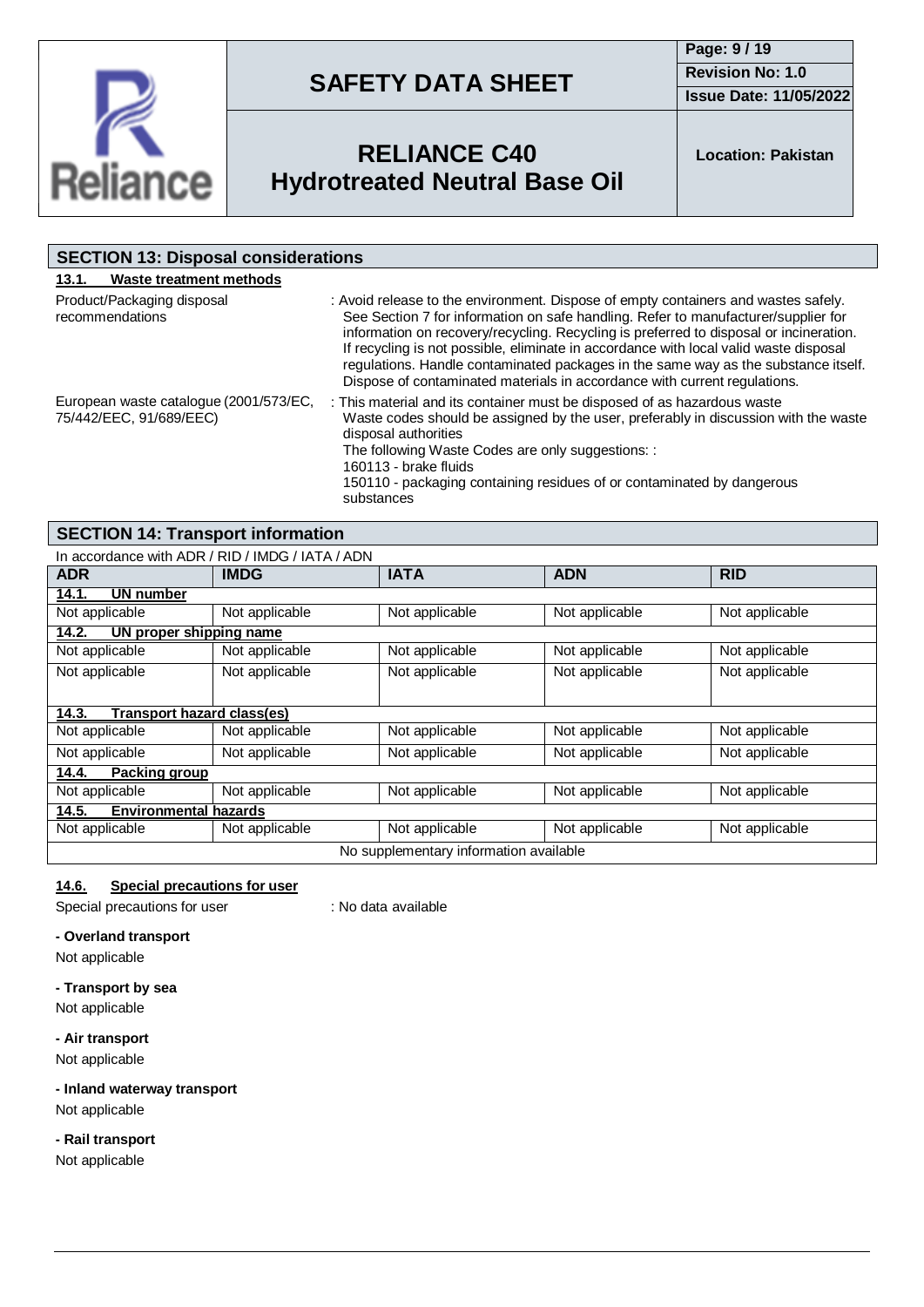## SECTION 13: Disposal considerations

### 13.1. Waste treatment methods

| | |
|---|---|
| Product/Packaging disposal recommendations | : Avoid release to the environment. Dispose of empty containers and wastes safely. See Section 7 for information on safe handling. Refer to manufacturer/supplier for information on recovery/recycling. Recycling is preferred to disposal or incineration. If recycling is not possible, eliminate in accordance with local valid waste disposal regulations. Handle contaminated packages in the same way as the substance itself. Dispose of contaminated materials in accordance with current regulations. |
| European waste catalogue (2001/573/EC, 75/442/EEC, 91/689/EEC) | : This material and its container must be disposed of as hazardous waste<br>Waste codes should be assigned by the user, preferably in discussion with the waste disposal authorities<br>The following Waste Codes are only suggestions: :<br>160113 - brake fluids<br>150110 - packaging containing residues of or contaminated by dangerous substances |

## SECTION 14: Transport information

In accordance with ADR / RID / IMDG / IATA / ADN

| ADR | IMDG | IATA | ADN | RID |
|---|---|---|---|---|
| **14.1. UN number** | | | | |
| Not applicable | Not applicable | Not applicable | Not applicable | Not applicable |
| **14.2. UN proper shipping name** | | | | |
| Not applicable | Not applicable | Not applicable | Not applicable | Not applicable |
| Not applicable | Not applicable | Not applicable | Not applicable | Not applicable |
| **14.3. Transport hazard class(es)** | | | | |
| Not applicable | Not applicable | Not applicable | Not applicable | Not applicable |
| Not applicable | Not applicable | Not applicable | Not applicable | Not applicable |
| **14.4. Packing group** | | | | |
| Not applicable | Not applicable | Not applicable | Not applicable | Not applicable |
| **14.5. Environmental hazards** | | | | |
| Not applicable | Not applicable | Not applicable | Not applicable | Not applicable |
| No supplementary information available | | | | |

### 14.6. Special precautions for user

Special precautions for user : No data available

**- Overland transport**

Not applicable

**- Transport by sea**

Not applicable

**- Air transport**

Not applicable

**- Inland waterway transport**

Not applicable

**- Rail transport**

Not applicable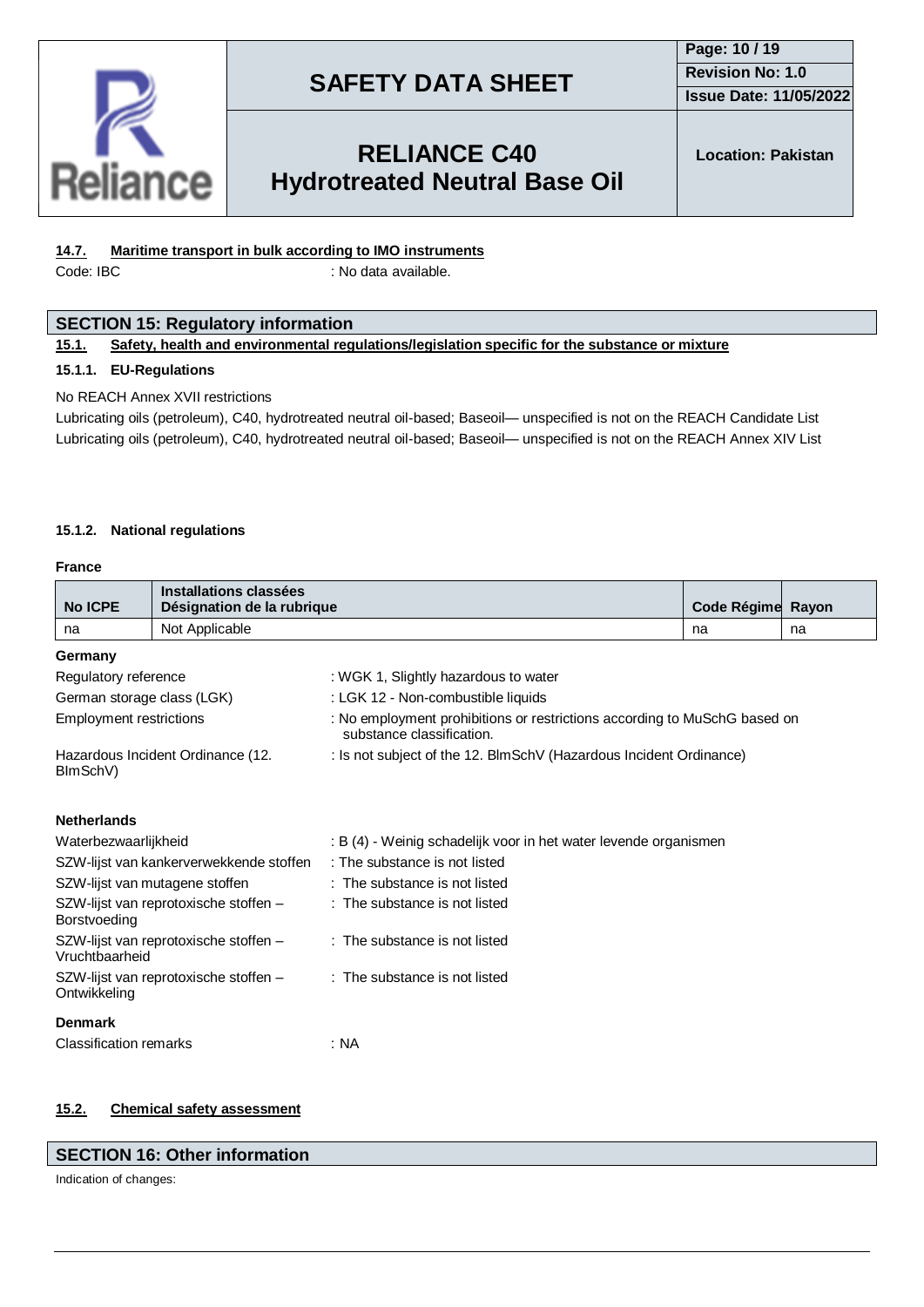#### 14.7. Maritime transport in bulk according to IMO instruments

Code: IBC : No data available.

## SECTION 15: Regulatory information

### 15.1. Safety, health and environmental regulations/legislation specific for the substance or mixture

#### 15.1.1. EU-Regulations

No REACH Annex XVII restrictions

Lubricating oils (petroleum), C40, hydrotreated neutral oil-based; Baseoil— unspecified is not on the REACH Candidate List

Lubricating oils (petroleum), C40, hydrotreated neutral oil-based; Baseoil— unspecified is not on the REACH Annex XIV List

#### 15.1.2. National regulations

**France**

| No ICPE | Installations classées Désignation de la rubrique | Code Régime | Rayon |
|---|---|---|---|
| na | Not Applicable | na | na |

**Germany**

Regulatory reference : WGK 1, Slightly hazardous to water

German storage class (LGK) : LGK 12 - Non-combustible liquids

Employment restrictions : No employment prohibitions or restrictions according to MuSchG based on substance classification.

Hazardous Incident Ordinance (12. BImSchV) : Is not subject of the 12. BlmSchV (Hazardous Incident Ordinance)

**Netherlands**

Waterbezwaarlijkheid : B (4) - Weinig schadelijk voor in het water levende organismen

SZW-lijst van kankerverwekkende stoffen : The substance is not listed

SZW-lijst van mutagene stoffen : The substance is not listed

SZW-lijst van reprotoxische stoffen – Borstvoeding : The substance is not listed

SZW-lijst van reprotoxische stoffen – Vruchtbaarheid : The substance is not listed

SZW-lijst van reprotoxische stoffen – Ontwikkeling : The substance is not listed

**Denmark**

Classification remarks : NA

### 15.2. Chemical safety assessment

## SECTION 16: Other information

Indication of changes: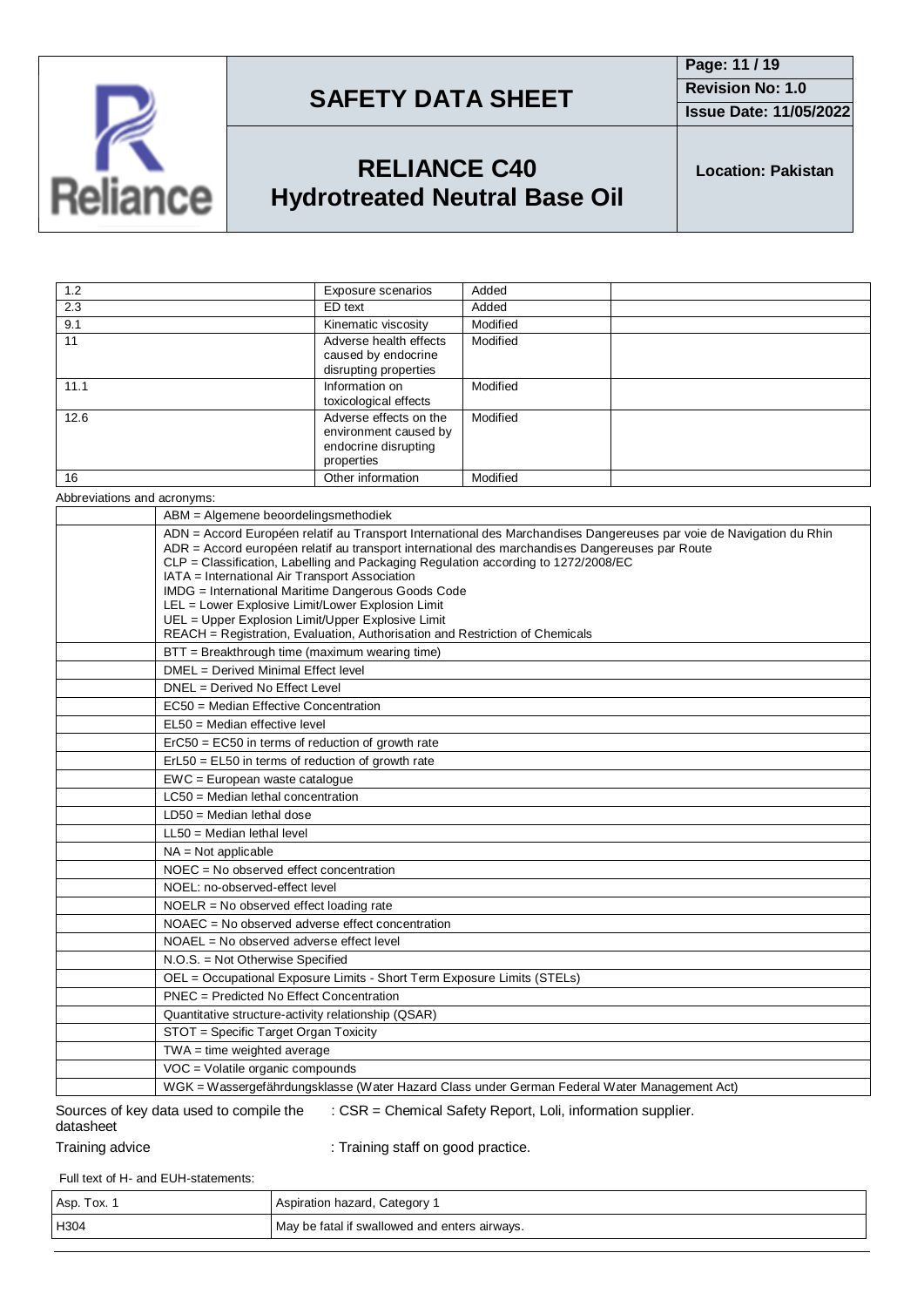| | | | |
|---|---|---|---|
| 1.2 | Exposure scenarios | Added | |
| 2.3 | ED text | Added | |
| 9.1 | Kinematic viscosity | Modified | |
| 11 | Adverse health effects caused by endocrine disrupting properties | Modified | |
| 11.1 | Information on toxicological effects | Modified | |
| 12.6 | Adverse effects on the environment caused by endocrine disrupting properties | Modified | |
| 16 | Other information | Modified | |

Abbreviations and acronyms:

| | |
|---|---|
| | ABM = Algemene beoordelingsmethodiek |
| | ADN = Accord Européen relatif au Transport International des Marchandises Dangereuses par voie de Navigation du Rhin<br>ADR = Accord européen relatif au transport international des marchandises Dangereuses par Route<br>CLP = Classification, Labelling and Packaging Regulation according to 1272/2008/EC<br>IATA = International Air Transport Association<br>IMDG = International Maritime Dangerous Goods Code<br>LEL = Lower Explosive Limit/Lower Explosion Limit<br>UEL = Upper Explosion Limit/Upper Explosive Limit<br>REACH = Registration, Evaluation, Authorisation and Restriction of Chemicals |
| | BTT = Breakthrough time (maximum wearing time) |
| | DMEL = Derived Minimal Effect level |
| | DNEL = Derived No Effect Level |
| | EC50 = Median Effective Concentration |
| | EL50 = Median effective level |
| | ErC50 = EC50 in terms of reduction of growth rate |
| | ErL50 = EL50 in terms of reduction of growth rate |
| | EWC = European waste catalogue |
| | LC50 = Median lethal concentration |
| | LD50 = Median lethal dose |
| | LL50 = Median lethal level |
| | NA = Not applicable |
| | NOEC = No observed effect concentration |
| | NOEL: no-observed-effect level |
| | NOELR = No observed effect loading rate |
| | NOAEC = No observed adverse effect concentration |
| | NOAEL = No observed adverse effect level |
| | N.O.S. = Not Otherwise Specified |
| | OEL = Occupational Exposure Limits - Short Term Exposure Limits (STELs) |
| | PNEC = Predicted No Effect Concentration |
| | Quantitative structure-activity relationship (QSAR) |
| | STOT = Specific Target Organ Toxicity |
| | TWA = time weighted average |
| | VOC = Volatile organic compounds |
| | WGK = Wassergefährdungsklasse (Water Hazard Class under German Federal Water Management Act) |

Sources of key data used to compile the datasheet : CSR = Chemical Safety Report, Loli, information supplier.

Training advice : Training staff on good practice.

Full text of H- and EUH-statements:

| | |
|---|---|
| Asp. Tox. 1 | Aspiration hazard, Category 1 |
| H304 | May be fatal if swallowed and enters airways. |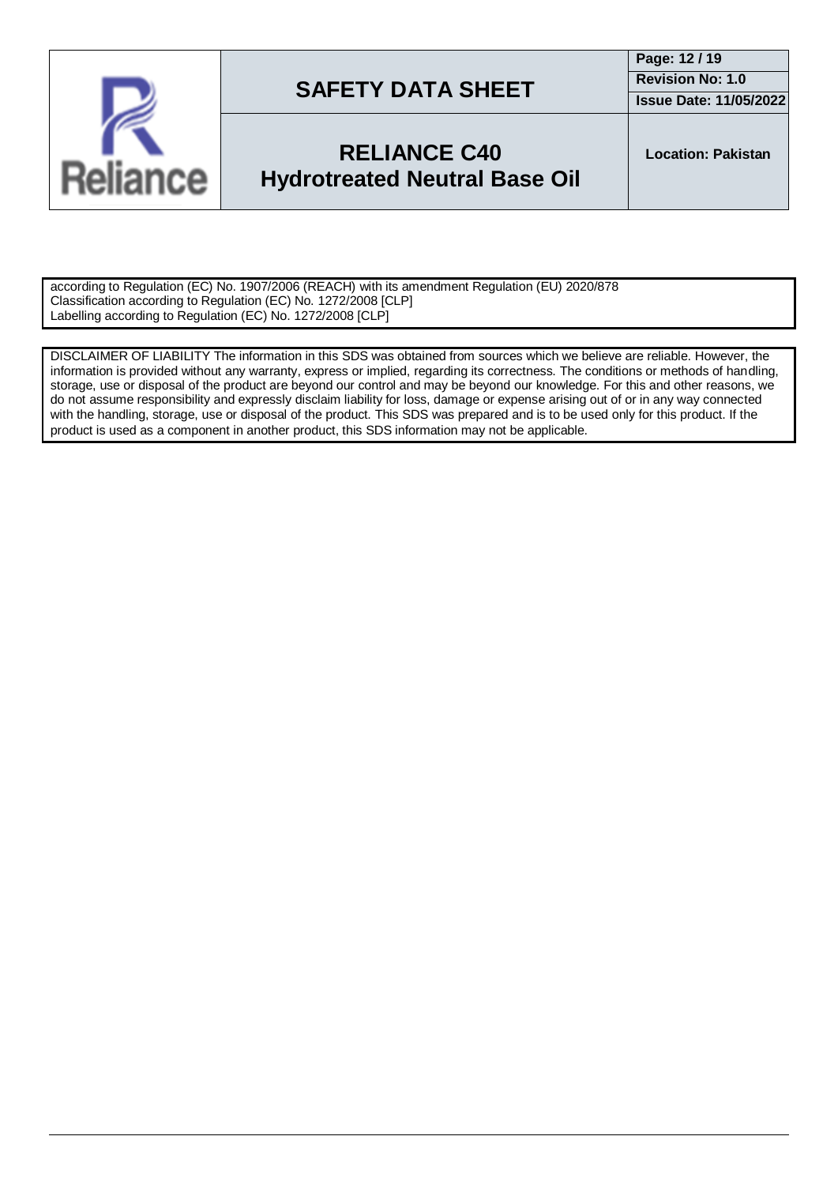according to Regulation (EC) No. 1907/2006 (REACH) with its amendment Regulation (EU) 2020/878
Classification according to Regulation (EC) No. 1272/2008 [CLP]
Labelling according to Regulation (EC) No. 1272/2008 [CLP]

DISCLAIMER OF LIABILITY The information in this SDS was obtained from sources which we believe are reliable. However, the information is provided without any warranty, express or implied, regarding its correctness. The conditions or methods of handling, storage, use or disposal of the product are beyond our control and may be beyond our knowledge. For this and other reasons, we do not assume responsibility and expressly disclaim liability for loss, damage or expense arising out of or in any way connected with the handling, storage, use or disposal of the product. This SDS was prepared and is to be used only for this product. If the product is used as a component in another product, this SDS information may not be applicable.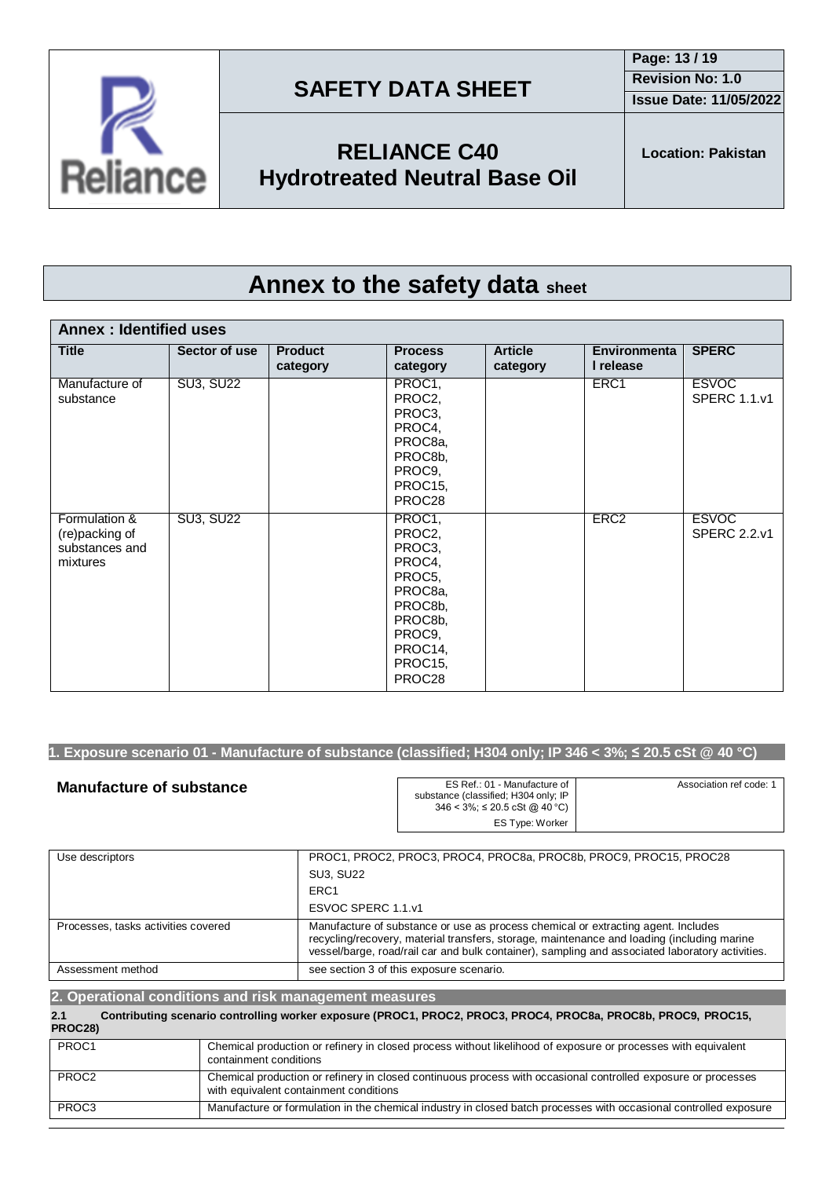# Annex to the safety data sheet

## Annex : Identified uses

| Title | Sector of use | Product category | Process category | Article category | Environmental release | SPERC |
|---|---|---|---|---|---|---|
| Manufacture of substance | SU3, SU22 | | PROC1, PROC2, PROC3, PROC4, PROC8a, PROC8b, PROC9, PROC15, PROC28 | | ERC1 | ESVOC SPERC 1.1.v1 |
| Formulation & (re)packing of substances and mixtures | SU3, SU22 | | PROC1, PROC2, PROC3, PROC4, PROC5, PROC8a, PROC8b, PROC8b, PROC9, PROC14, PROC15, PROC28 | | ERC2 | ESVOC SPERC 2.2.v1 |

## 1. Exposure scenario 01 - Manufacture of substance (classified; H304 only; IP 346 < 3%; ≤ 20.5 cSt @ 40 °C)

### Manufacture of substance

| ES Ref.: 01 - Manufacture of substance (classified; H304 only; IP 346 < 3%; ≤ 20.5 cSt @ 40 °C) | Association ref code: 1 |
|---|---|
| ES Type: Worker | |

| Use descriptors | PROC1, PROC2, PROC3, PROC4, PROC8a, PROC8b, PROC9, PROC15, PROC28<br>SU3, SU22<br>ERC1<br>ESVOC SPERC 1.1.v1 |
|---|---|
| Processes, tasks activities covered | Manufacture of substance or use as process chemical or extracting agent. Includes recycling/recovery, material transfers, storage, maintenance and loading (including marine vessel/barge, road/rail car and bulk container), sampling and associated laboratory activities. |
| Assessment method | see section 3 of this exposure scenario. |

## 2. Operational conditions and risk management measures

**2.1 Contributing scenario controlling worker exposure (PROC1, PROC2, PROC3, PROC4, PROC8a, PROC8b, PROC9, PROC15, PROC28)**

| PROC1 | Chemical production or refinery in closed process without likelihood of exposure or processes with equivalent containment conditions |
|---|---|
| PROC2 | Chemical production or refinery in closed continuous process with occasional controlled exposure or processes with equivalent containment conditions |
| PROC3 | Manufacture or formulation in the chemical industry in closed batch processes with occasional controlled exposure |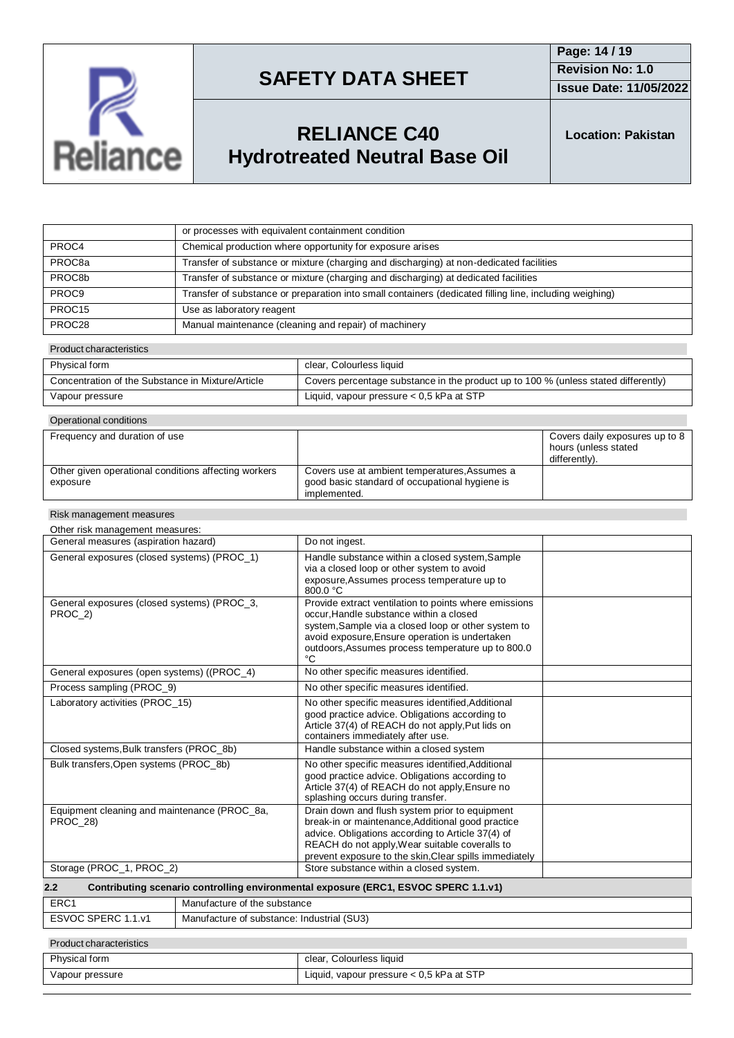| | |
|---|---|
| | or processes with equivalent containment condition |
| PROC4 | Chemical production where opportunity for exposure arises |
| PROC8a | Transfer of substance or mixture (charging and discharging) at non-dedicated facilities |
| PROC8b | Transfer of substance or mixture (charging and discharging) at dedicated facilities |
| PROC9 | Transfer of substance or preparation into small containers (dedicated filling line, including weighing) |
| PROC15 | Use as laboratory reagent |
| PROC28 | Manual maintenance (cleaning and repair) of machinery |

Product characteristics

| | |
|---|---|
| Physical form | clear, Colourless liquid |
| Concentration of the Substance in Mixture/Article | Covers percentage substance in the product up to 100 % (unless stated differently) |
| Vapour pressure | Liquid, vapour pressure < 0,5 kPa at STP |

Operational conditions

| | | |
|---|---|---|
| Frequency and duration of use | | Covers daily exposures up to 8 hours (unless stated differently). |
| Other given operational conditions affecting workers exposure | Covers use at ambient temperatures,Assumes a good basic standard of occupational hygiene is implemented. | |

Risk management measures

Other risk management measures:

| | | |
|---|---|---|
| General measures (aspiration hazard) | Do not ingest. | |
| General exposures (closed systems) (PROC_1) | Handle substance within a closed system,Sample via a closed loop or other system to avoid exposure,Assumes process temperature up to 800.0 °C | |
| General exposures (closed systems) (PROC_3, PROC_2) | Provide extract ventilation to points where emissions occur,Handle substance within a closed system,Sample via a closed loop or other system to avoid exposure,Ensure operation is undertaken outdoors,Assumes process temperature up to 800.0 °C | |
| General exposures (open systems) ((PROC_4) | No other specific measures identified. | |
| Process sampling (PROC_9) | No other specific measures identified. | |
| Laboratory activities (PROC_15) | No other specific measures identified,Additional good practice advice. Obligations according to Article 37(4) of REACH do not apply,Put lids on containers immediately after use. | |
| Closed systems,Bulk transfers (PROC_8b) | Handle substance within a closed system | |
| Bulk transfers,Open systems (PROC_8b) | No other specific measures identified,Additional good practice advice. Obligations according to Article 37(4) of REACH do not apply,Ensure no splashing occurs during transfer. | |
| Equipment cleaning and maintenance (PROC_8a, PROC_28) | Drain down and flush system prior to equipment break-in or maintenance,Additional good practice advice. Obligations according to Article 37(4) of REACH do not apply,Wear suitable coveralls to prevent exposure to the skin,Clear spills immediately | |
| Storage (PROC_1, PROC_2) | Store substance within a closed system. | |

## 2.2 Contributing scenario controlling environmental exposure (ERC1, ESVOC SPERC 1.1.v1)

| | |
|---|---|
| ERC1 | Manufacture of the substance |
| ESVOC SPERC 1.1.v1 | Manufacture of substance: Industrial (SU3) |

Product characteristics

| | |
|---|---|
| Physical form | clear, Colourless liquid |
| Vapour pressure | Liquid, vapour pressure < 0,5 kPa at STP |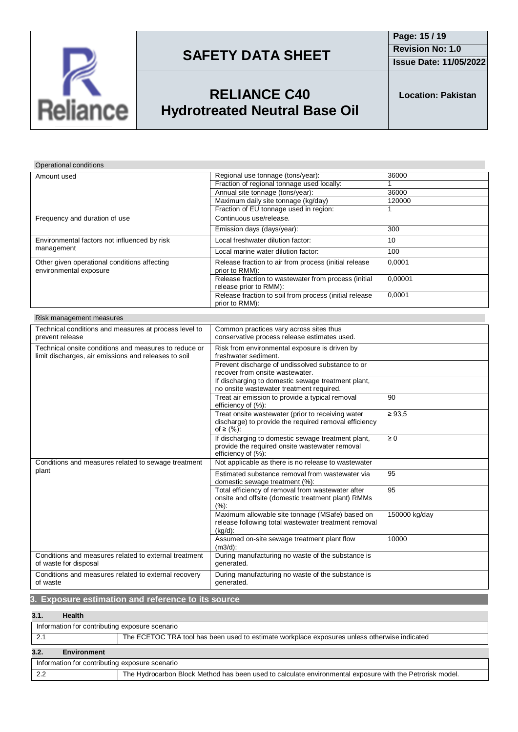Operational conditions

| | | |
|---|---|---|
| Amount used | Regional use tonnage (tons/year): | 36000 |
| | Fraction of regional tonnage used locally: | 1 |
| | Annual site tonnage (tons/year): | 36000 |
| | Maximum daily site tonnage (kg/day) | 120000 |
| | Fraction of EU tonnage used in region: | 1 |
| Frequency and duration of use | Continuous use/release. | |
| | Emission days (days/year): | 300 |
| Environmental factors not influenced by risk management | Local freshwater dilution factor: | 10 |
| | Local marine water dilution factor: | 100 |
| Other given operational conditions affecting environmental exposure | Release fraction to air from process (initial release prior to RMM): | 0,0001 |
| | Release fraction to wastewater from process (initial release prior to RMM): | 0,00001 |
| | Release fraction to soil from process (initial release prior to RMM): | 0,0001 |

Risk management measures

| | | |
|---|---|---|
| Technical conditions and measures at process level to prevent release | Common practices vary across sites thus conservative process release estimates used. | |
| Technical onsite conditions and measures to reduce or limit discharges, air emissions and releases to soil | Risk from environmental exposure is driven by freshwater sediment. | |
| | Prevent discharge of undissolved substance to or recover from onsite wastewater. | |
| | If discharging to domestic sewage treatment plant, no onsite wastewater treatment required. | |
| | Treat air emission to provide a typical removal efficiency of (%): | 90 |
| | Treat onsite wastewater (prior to receiving water discharge) to provide the required removal efficiency of ≥ (%): | ≥ 93,5 |
| | If discharging to domestic sewage treatment plant, provide the required onsite wastewater removal efficiency of (%): | ≥ 0 |
| Conditions and measures related to sewage treatment plant | Not applicable as there is no release to wastewater | |
| | Estimated substance removal from wastewater via domestic sewage treatment (%): | 95 |
| | Total efficiency of removal from wastewater after onsite and offsite (domestic treatment plant) RMMs (%): | 95 |
| | Maximum allowable site tonnage (MSafe) based on release following total wastewater treatment removal (kg/d): | 150000 kg/day |
| | Assumed on-site sewage treatment plant flow (m3/d): | 10000 |
| Conditions and measures related to external treatment of waste for disposal | During manufacturing no waste of the substance is generated. | |
| Conditions and measures related to external recovery of waste | During manufacturing no waste of the substance is generated. | |

## 3. Exposure estimation and reference to its source

### 3.1. Health

| Information for contributing exposure scenario | |
|---|---|
| 2.1 | The ECETOC TRA tool has been used to estimate workplace exposures unless otherwise indicated |

### 3.2. Environment

| Information for contributing exposure scenario | |
|---|---|
| 2.2 | The Hydrocarbon Block Method has been used to calculate environmental exposure with the Petrorisk model. |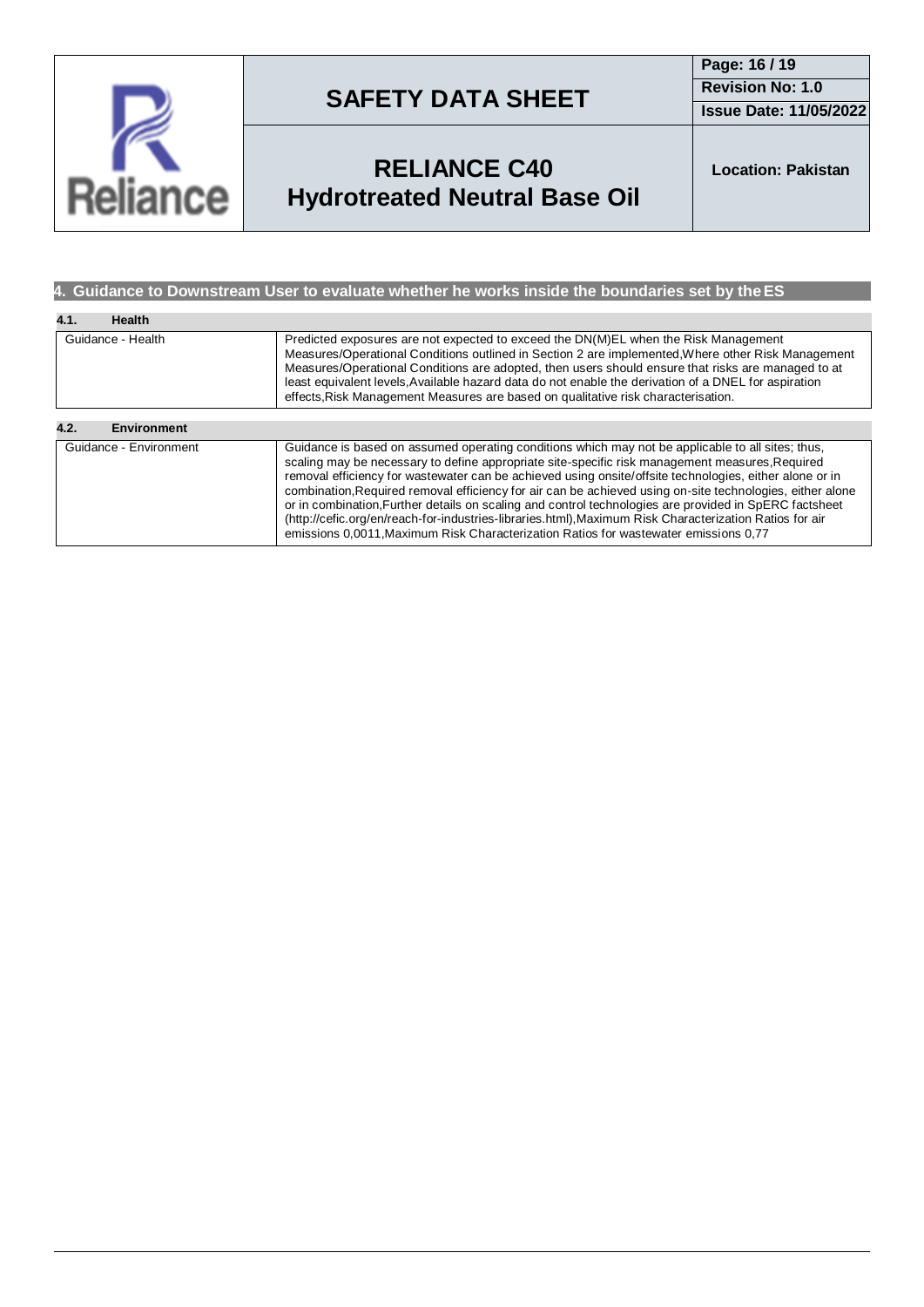## 4. Guidance to Downstream User to evaluate whether he works inside the boundaries set by the ES

### 4.1. Health

| | |
|---|---|
| Guidance - Health | Predicted exposures are not expected to exceed the DN(M)EL when the Risk Management Measures/Operational Conditions outlined in Section 2 are implemented,Where other Risk Management Measures/Operational Conditions are adopted, then users should ensure that risks are managed to at least equivalent levels,Available hazard data do not enable the derivation of a DNEL for aspiration effects,Risk Management Measures are based on qualitative risk characterisation. |

### 4.2. Environment

| | |
|---|---|
| Guidance - Environment | Guidance is based on assumed operating conditions which may not be applicable to all sites; thus, scaling may be necessary to define appropriate site-specific risk management measures,Required removal efficiency for wastewater can be achieved using onsite/offsite technologies, either alone or in combination,Required removal efficiency for air can be achieved using on-site technologies, either alone or in combination,Further details on scaling and control technologies are provided in SpERC factsheet (http://cefic.org/en/reach-for-industries-libraries.html),Maximum Risk Characterization Ratios for air emissions 0,0011,Maximum Risk Characterization Ratios for wastewater emissions 0,77 |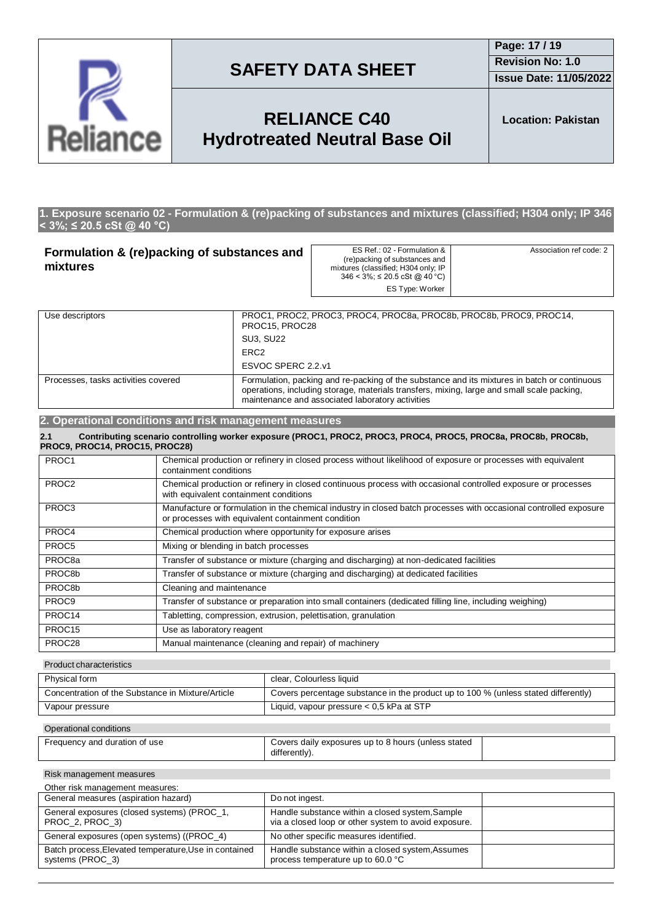## 1. Exposure scenario 02 - Formulation & (re)packing of substances and mixtures (classified; H304 only; IP 346 < 3%; ≤ 20.5 cSt @ 40 °C)

**Formulation & (re)packing of substances and mixtures**

| ES Ref.: 02 - Formulation & (re)packing of substances and mixtures (classified; H304 only; IP 346 < 3%; ≤ 20.5 cSt @ 40 °C) | Association ref code: 2 |
|---|---|
| ES Type: Worker | |

| | |
|---|---|
| Use descriptors | PROC1, PROC2, PROC3, PROC4, PROC8a, PROC8b, PROC8b, PROC9, PROC14, PROC15, PROC28<br>SU3, SU22<br>ERC2<br>ESVOC SPERC 2.2.v1 |
| Processes, tasks activities covered | Formulation, packing and re-packing of the substance and its mixtures in batch or continuous operations, including storage, materials transfers, mixing, large and small scale packing, maintenance and associated laboratory activities |

## 2. Operational conditions and risk management measures

**2.1 Contributing scenario controlling worker exposure (PROC1, PROC2, PROC3, PROC4, PROC5, PROC8a, PROC8b, PROC8b, PROC9, PROC14, PROC15, PROC28)**

| | |
|---|---|
| PROC1 | Chemical production or refinery in closed process without likelihood of exposure or processes with equivalent containment conditions |
| PROC2 | Chemical production or refinery in closed continuous process with occasional controlled exposure or processes with equivalent containment conditions |
| PROC3 | Manufacture or formulation in the chemical industry in closed batch processes with occasional controlled exposure or processes with equivalent containment condition |
| PROC4 | Chemical production where opportunity for exposure arises |
| PROC5 | Mixing or blending in batch processes |
| PROC8a | Transfer of substance or mixture (charging and discharging) at non-dedicated facilities |
| PROC8b | Transfer of substance or mixture (charging and discharging) at dedicated facilities |
| PROC8b | Cleaning and maintenance |
| PROC9 | Transfer of substance or preparation into small containers (dedicated filling line, including weighing) |
| PROC14 | Tabletting, compression, extrusion, pelettisation, granulation |
| PROC15 | Use as laboratory reagent |
| PROC28 | Manual maintenance (cleaning and repair) of machinery |

Product characteristics

| | |
|---|---|
| Physical form | clear, Colourless liquid |
| Concentration of the Substance in Mixture/Article | Covers percentage substance in the product up to 100 % (unless stated differently) |
| Vapour pressure | Liquid, vapour pressure < 0,5 kPa at STP |

Operational conditions

| | | |
|---|---|---|
| Frequency and duration of use | Covers daily exposures up to 8 hours (unless stated differently). | |

Risk management measures

Other risk management measures:

| | | |
|---|---|---|
| General measures (aspiration hazard) | Do not ingest. | |
| General exposures (closed systems) (PROC_1, PROC_2, PROC_3) | Handle substance within a closed system,Sample via a closed loop or other system to avoid exposure. | |
| General exposures (open systems) ((PROC_4) | No other specific measures identified. | |
| Batch process,Elevated temperature,Use in contained systems (PROC_3) | Handle substance within a closed system,Assumes process temperature up to 60.0 °C | |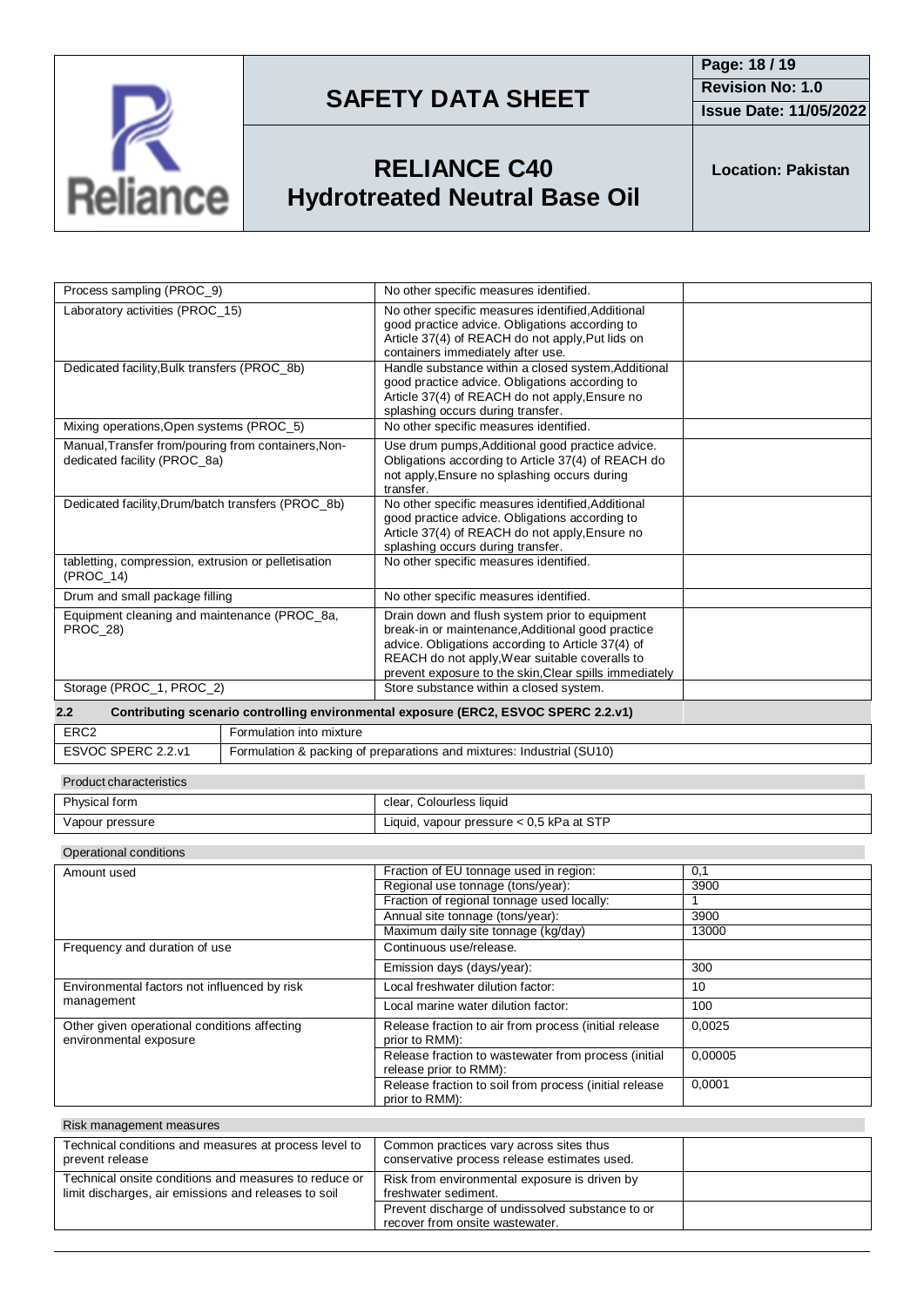| | | |
|---|---|---|
| Process sampling (PROC_9) | No other specific measures identified. | |
| Laboratory activities (PROC_15) | No other specific measures identified,Additional good practice advice. Obligations according to Article 37(4) of REACH do not apply,Put lids on containers immediately after use. | |
| Dedicated facility,Bulk transfers (PROC_8b) | Handle substance within a closed system,Additional good practice advice. Obligations according to Article 37(4) of REACH do not apply,Ensure no splashing occurs during transfer. | |
| Mixing operations,Open systems (PROC_5) | No other specific measures identified. | |
| Manual,Transfer from/pouring from containers,Non-dedicated facility (PROC_8a) | Use drum pumps,Additional good practice advice. Obligations according to Article 37(4) of REACH do not apply,Ensure no splashing occurs during transfer. | |
| Dedicated facility,Drum/batch transfers (PROC_8b) | No other specific measures identified,Additional good practice advice. Obligations according to Article 37(4) of REACH do not apply,Ensure no splashing occurs during transfer. | |
| tabletting, compression, extrusion or pelletisation (PROC_14) | No other specific measures identified. | |
| Drum and small package filling | No other specific measures identified. | |
| Equipment cleaning and maintenance (PROC_8a, PROC_28) | Drain down and flush system prior to equipment break-in or maintenance,Additional good practice advice. Obligations according to Article 37(4) of REACH do not apply,Wear suitable coveralls to prevent exposure to the skin,Clear spills immediately | |
| Storage (PROC_1, PROC_2) | Store substance within a closed system. | |

**2.2 Contributing scenario controlling environmental exposure (ERC2, ESVOC SPERC 2.2.v1)**

| | |
|---|---|
| ERC2 | Formulation into mixture |
| ESVOC SPERC 2.2.v1 | Formulation & packing of preparations and mixtures: Industrial (SU10) |

Product characteristics

| | |
|---|---|
| Physical form | clear, Colourless liquid |
| Vapour pressure | Liquid, vapour pressure < 0,5 kPa at STP |

Operational conditions

| | | |
|---|---|---|
| Amount used | Fraction of EU tonnage used in region: | 0,1 |
| | Regional use tonnage (tons/year): | 3900 |
| | Fraction of regional tonnage used locally: | 1 |
| | Annual site tonnage (tons/year): | 3900 |
| | Maximum daily site tonnage (kg/day) | 13000 |
| Frequency and duration of use | Continuous use/release. | |
| | Emission days (days/year): | 300 |
| Environmental factors not influenced by risk management | Local freshwater dilution factor: | 10 |
| | Local marine water dilution factor: | 100 |
| Other given operational conditions affecting environmental exposure | Release fraction to air from process (initial release prior to RMM): | 0,0025 |
| | Release fraction to wastewater from process (initial release prior to RMM): | 0,00005 |
| | Release fraction to soil from process (initial release prior to RMM): | 0,0001 |

Risk management measures

| | | |
|---|---|---|
| Technical conditions and measures at process level to prevent release | Common practices vary across sites thus conservative process release estimates used. | |
| Technical onsite conditions and measures to reduce or limit discharges, air emissions and releases to soil | Risk from environmental exposure is driven by freshwater sediment. | |
| | Prevent discharge of undissolved substance to or recover from onsite wastewater. | |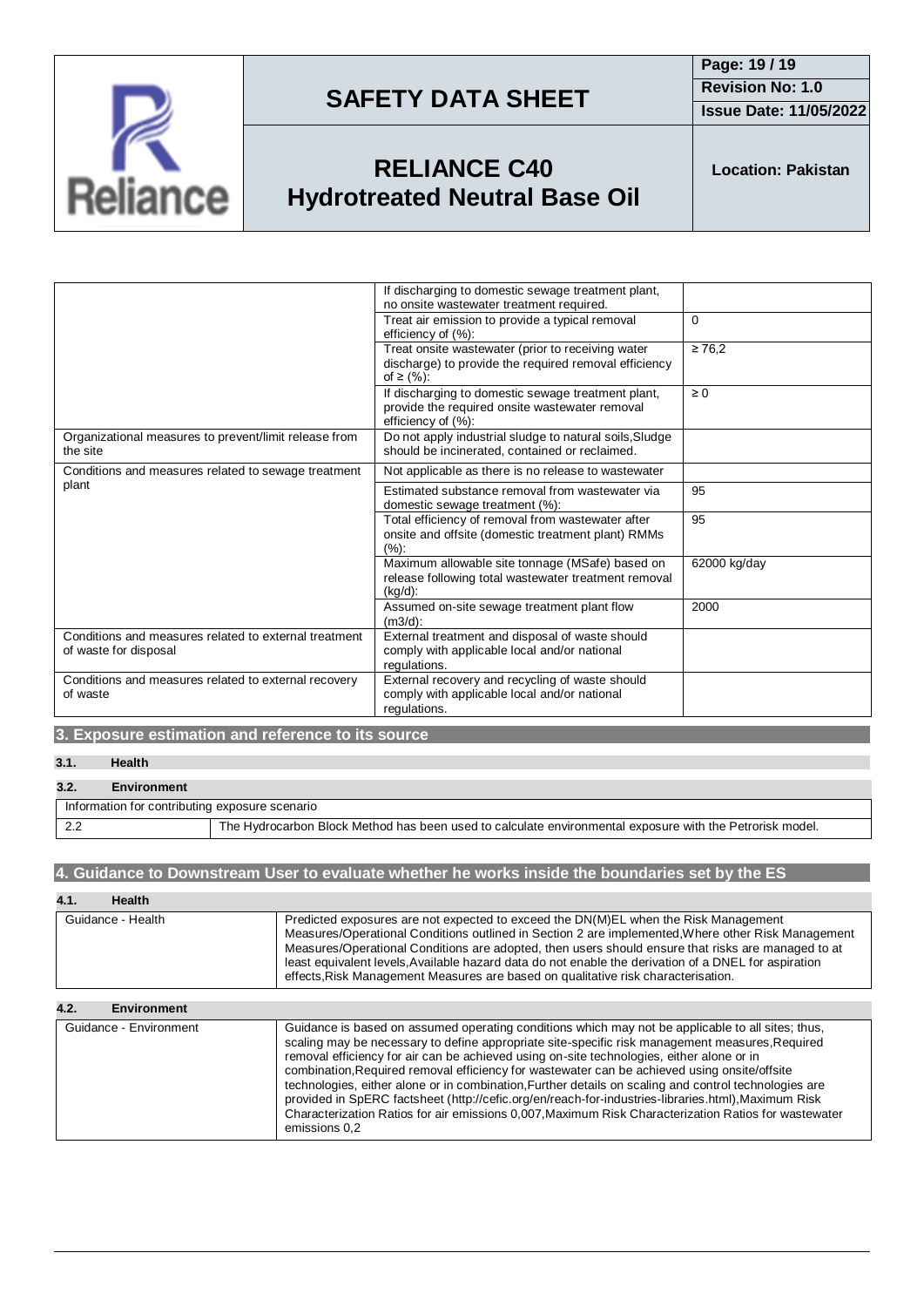| | | |
|---|---|---|
| | If discharging to domestic sewage treatment plant, no onsite wastewater treatment required. | |
| | Treat air emission to provide a typical removal efficiency of (%): | 0 |
| | Treat onsite wastewater (prior to receiving water discharge) to provide the required removal efficiency of ≥ (%): | ≥ 76,2 |
| | If discharging to domestic sewage treatment plant, provide the required onsite wastewater removal efficiency of (%): | ≥ 0 |
| Organizational measures to prevent/limit release from the site | Do not apply industrial sludge to natural soils,Sludge should be incinerated, contained or reclaimed. | |
| Conditions and measures related to sewage treatment plant | Not applicable as there is no release to wastewater | |
| | Estimated substance removal from wastewater via domestic sewage treatment (%): | 95 |
| | Total efficiency of removal from wastewater after onsite and offsite (domestic treatment plant) RMMs (%): | 95 |
| | Maximum allowable site tonnage (MSafe) based on release following total wastewater treatment removal (kg/d): | 62000 kg/day |
| | Assumed on-site sewage treatment plant flow (m3/d): | 2000 |
| Conditions and measures related to external treatment of waste for disposal | External treatment and disposal of waste should comply with applicable local and/or national regulations. | |
| Conditions and measures related to external recovery of waste | External recovery and recycling of waste should comply with applicable local and/or national regulations. | |

## 3. Exposure estimation and reference to its source

### 3.1. Health

### 3.2. Environment

| Information for contributing exposure scenario | |
|---|---|
| 2.2 | The Hydrocarbon Block Method has been used to calculate environmental exposure with the Petrorisk model. |

## 4. Guidance to Downstream User to evaluate whether he works inside the boundaries set by the ES

### 4.1. Health

| | |
|---|---|
| Guidance - Health | Predicted exposures are not expected to exceed the DN(M)EL when the Risk Management Measures/Operational Conditions outlined in Section 2 are implemented,Where other Risk Management Measures/Operational Conditions are adopted, then users should ensure that risks are managed to at least equivalent levels,Available hazard data do not enable the derivation of a DNEL for aspiration effects,Risk Management Measures are based on qualitative risk characterisation. |

### 4.2. Environment

| | |
|---|---|
| Guidance - Environment | Guidance is based on assumed operating conditions which may not be applicable to all sites; thus, scaling may be necessary to define appropriate site-specific risk management measures,Required removal efficiency for air can be achieved using on-site technologies, either alone or in combination,Required removal efficiency for wastewater can be achieved using onsite/offsite technologies, either alone or in combination,Further details on scaling and control technologies are provided in SpERC factsheet (http://cefic.org/en/reach-for-industries-libraries.html),Maximum Risk Characterization Ratios for air emissions 0,007,Maximum Risk Characterization Ratios for wastewater emissions 0,2 |